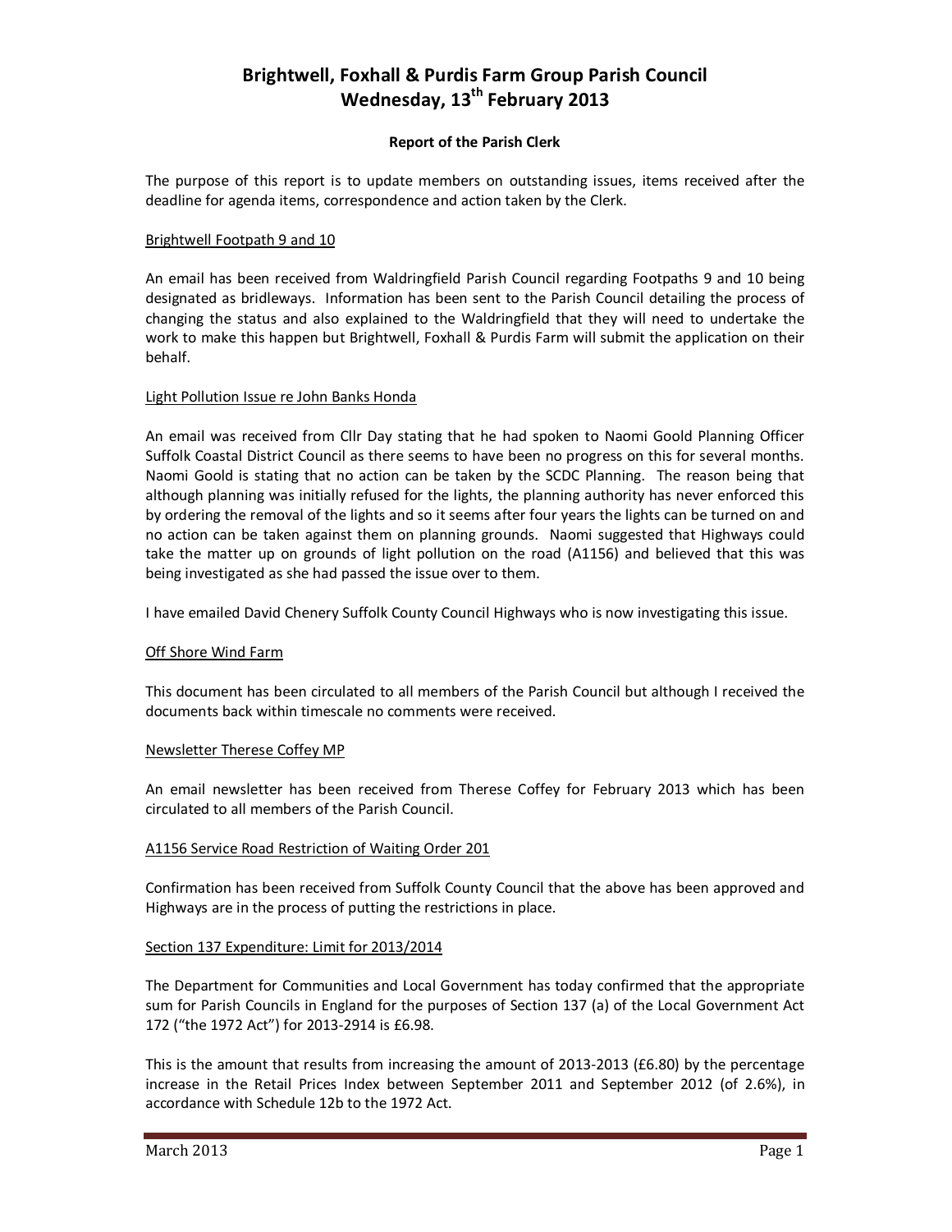# Brightwell, Foxhall & Purdis Farm Group Parish Council
# Wednesday, 13th February 2013

**Report of the Parish Clerk**

The purpose of this report is to update members on outstanding issues, items received after the deadline for agenda items, correspondence and action taken by the Clerk.

Brightwell Footpath 9 and 10

An email has been received from Waldringfield Parish Council regarding Footpaths 9 and 10 being designated as bridleways. Information has been sent to the Parish Council detailing the process of changing the status and also explained to the Waldringfield that they will need to undertake the work to make this happen but Brightwell, Foxhall & Purdis Farm will submit the application on their behalf.

Light Pollution Issue re John Banks Honda

An email was received from Cllr Day stating that he had spoken to Naomi Goold Planning Officer Suffolk Coastal District Council as there seems to have been no progress on this for several months. Naomi Goold is stating that no action can be taken by the SCDC Planning. The reason being that although planning was initially refused for the lights, the planning authority has never enforced this by ordering the removal of the lights and so it seems after four years the lights can be turned on and no action can be taken against them on planning grounds. Naomi suggested that Highways could take the matter up on grounds of light pollution on the road (A1156) and believed that this was being investigated as she had passed the issue over to them.

I have emailed David Chenery Suffolk County Council Highways who is now investigating this issue.

Off Shore Wind Farm

This document has been circulated to all members of the Parish Council but although I received the documents back within timescale no comments were received.

Newsletter Therese Coffey MP

An email newsletter has been received from Therese Coffey for February 2013 which has been circulated to all members of the Parish Council.

A1156 Service Road Restriction of Waiting Order 201

Confirmation has been received from Suffolk County Council that the above has been approved and Highways are in the process of putting the restrictions in place.

Section 137 Expenditure: Limit for 2013/2014

The Department for Communities and Local Government has today confirmed that the appropriate sum for Parish Councils in England for the purposes of Section 137 (a) of the Local Government Act 172 ("the 1972 Act") for 2013-2914 is £6.98.

This is the amount that results from increasing the amount of 2013-2013 (£6.80) by the percentage increase in the Retail Prices Index between September 2011 and September 2012 (of 2.6%), in accordance with Schedule 12b to the 1972 Act.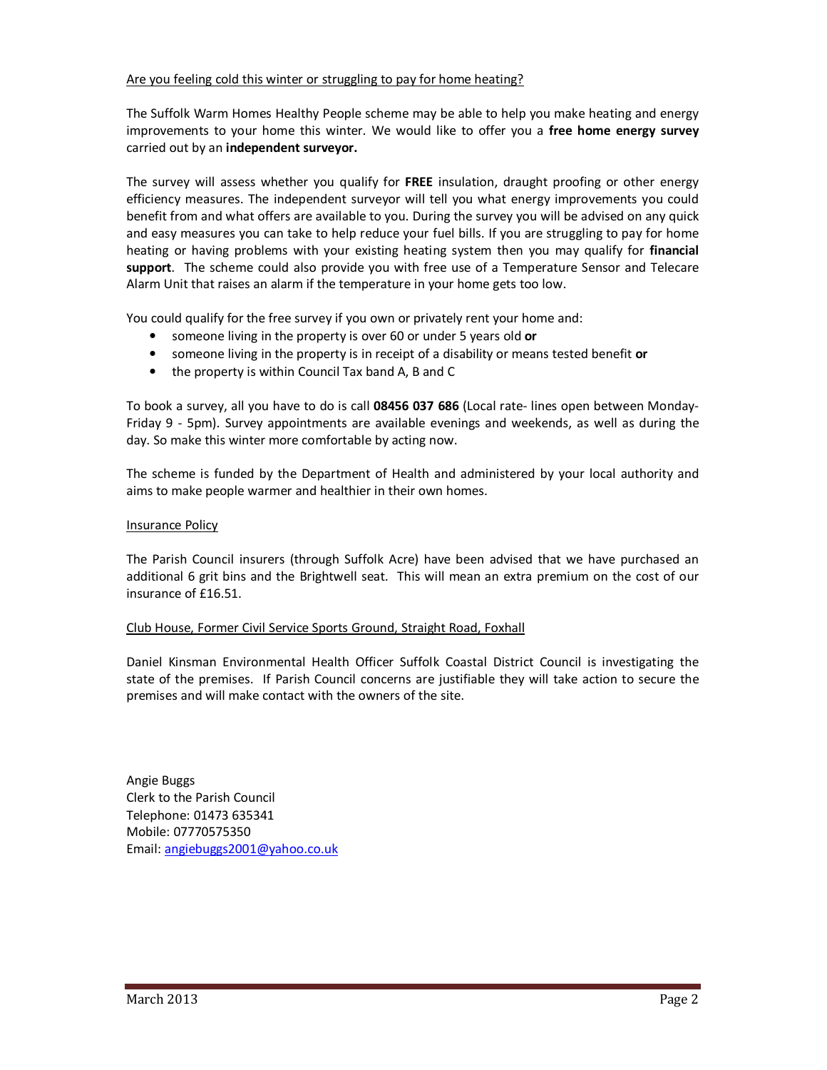Are you feeling cold this winter or struggling to pay for home heating?

The Suffolk Warm Homes Healthy People scheme may be able to help you make heating and energy improvements to your home this winter. We would like to offer you a **free home energy survey** carried out by an **independent surveyor.**

The survey will assess whether you qualify for **FREE** insulation, draught proofing or other energy efficiency measures. The independent surveyor will tell you what energy improvements you could benefit from and what offers are available to you. During the survey you will be advised on any quick and easy measures you can take to help reduce your fuel bills. If you are struggling to pay for home heating or having problems with your existing heating system then you may qualify for **financial support**. The scheme could also provide you with free use of a Temperature Sensor and Telecare Alarm Unit that raises an alarm if the temperature in your home gets too low.

You could qualify for the free survey if you own or privately rent your home and:

- someone living in the property is over 60 or under 5 years old **or**
- someone living in the property is in receipt of a disability or means tested benefit **or**
- the property is within Council Tax band A, B and C

To book a survey, all you have to do is call **08456 037 686** (Local rate- lines open between Monday-Friday 9 - 5pm). Survey appointments are available evenings and weekends, as well as during the day. So make this winter more comfortable by acting now.

The scheme is funded by the Department of Health and administered by your local authority and aims to make people warmer and healthier in their own homes.

Insurance Policy

The Parish Council insurers (through Suffolk Acre) have been advised that we have purchased an additional 6 grit bins and the Brightwell seat. This will mean an extra premium on the cost of our insurance of £16.51.

Club House, Former Civil Service Sports Ground, Straight Road, Foxhall

Daniel Kinsman Environmental Health Officer Suffolk Coastal District Council is investigating the state of the premises. If Parish Council concerns are justifiable they will take action to secure the premises and will make contact with the owners of the site.

Angie Buggs
Clerk to the Parish Council
Telephone: 01473 635341
Mobile: 07770575350
Email: angiebuggs2001@yahoo.co.uk